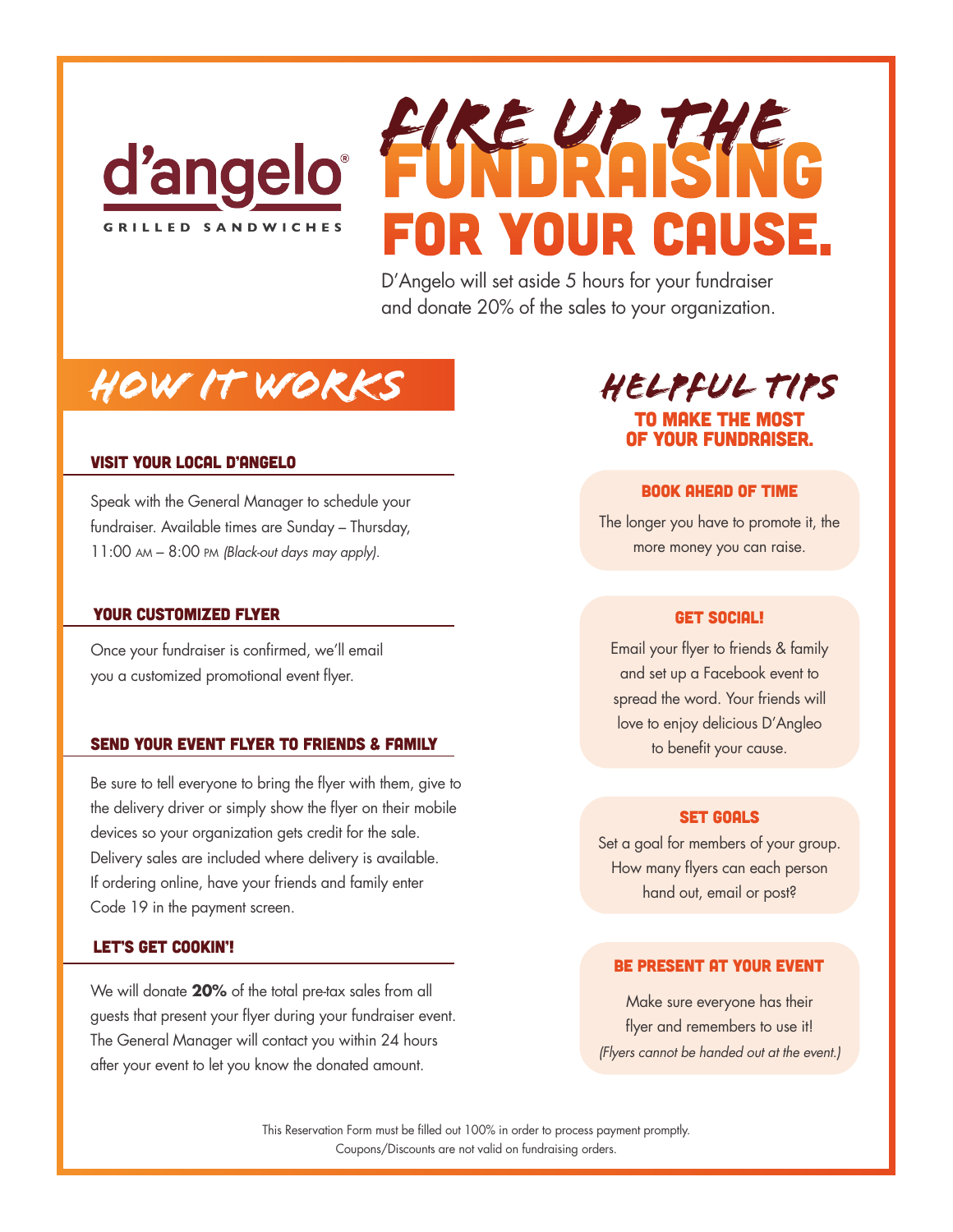d'angelo®

GRILLED SANDWICHES

# FIRE UP THE FUNDRAISING FOR YOUR CAUSE.

D'Angelo will set aside 5 hours for your fundraiser and donate 20% of the sales to your organization.

## HOW IT WORKS

### VISIT YOUR LOCAL D'ANGELO

Speak with the General Manager to schedule your fundraiser. Available times are Sunday – Thursday, 11:00 AM – 8:00 PM *(Black-out days may apply).*

### YOUR CUSTOMIZED FLYER

Once your fundraiser is confirmed, we'll email you a customized promotional event flyer.

### SEND YOUR EVENT FLYER TO FRIENDS & FAMILY

Be sure to tell everyone to bring the flyer with them, give to the delivery driver or simply show the flyer on their mobile devices so your organization gets credit for the sale. Delivery sales are included where delivery is available. If ordering online, have your friends and family enter Code 19 in the payment screen.

### LET'S GET COOKIN'!

We will donate **20%** of the total pre-tax sales from all guests that present your flyer during your fundraiser event. The General Manager will contact you within 24 hours after your event to let you know the donated amount.

## HELPFUL TIPS TO MAKE THE MOST OF YOUR FUNDRAISER.

### BOOK AHEAD OF TIME

The longer you have to promote it, the more money you can raise.

### GET SOCIAL!

Email your flyer to friends & family and set up a Facebook event to spread the word. Your friends will love to enjoy delicious D'Angleo to benefit your cause.

### SET GOALS

Set a goal for members of your group. How many flyers can each person hand out, email or post?

### BE PRESENT AT YOUR EVENT

Make sure everyone has their flyer and remembers to use it! *(Flyers cannot be handed out at the event.)*

This Reservation Form must be filled out 100% in order to process payment promptly.
Coupons/Discounts are not valid on fundraising orders.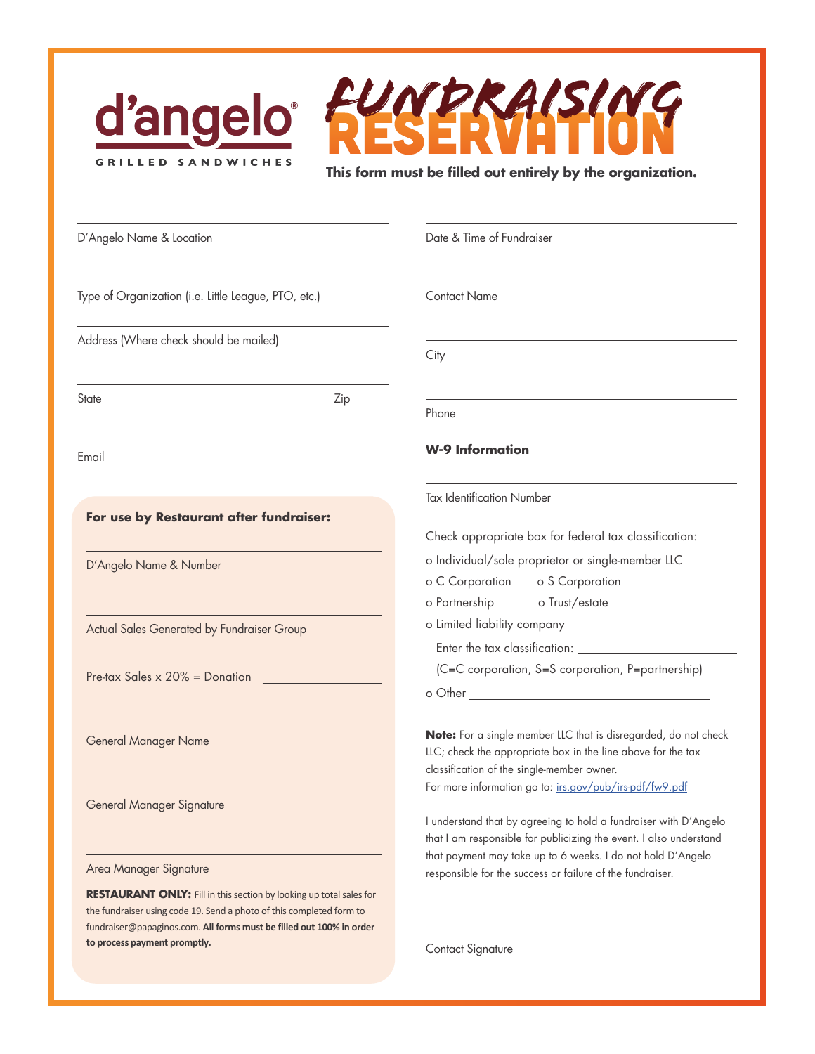d'angelo®
GRILLED SANDWICHES

# FUNDRAISING RESERVATION

**This form must be filled out entirely by the organization.**

D'Angelo Name & Location

Type of Organization (i.e. Little League, PTO, etc.)

Address (Where check should be mailed)

State Zip

Email

**For use by Restaurant after fundraiser:**

D'Angelo Name & Number

Actual Sales Generated by Fundraiser Group

Pre-tax Sales x 20% = Donation ______________

General Manager Name

General Manager Signature

Area Manager Signature

**RESTAURANT ONLY:** Fill in this section by looking up total sales for the fundraiser using code 19. Send a photo of this completed form to fundraiser@papaginos.com. **All forms must be filled out 100% in order to process payment promptly.**

Date & Time of Fundraiser

Contact Name

City

Phone

**W-9 Information**

Tax Identification Number

Check appropriate box for federal tax classification:

o Individual/sole proprietor or single-member LLC

o C Corporation o S Corporation

o Partnership o Trust/estate

o Limited liability company

Enter the tax classification: ______________________

(C=C corporation, S=S corporation, P=partnership)

o Other ____________________________________

**Note:** For a single member LLC that is disregarded, do not check LLC; check the appropriate box in the line above for the tax classification of the single-member owner.
For more information go to: irs.gov/pub/irs-pdf/fw9.pdf

I understand that by agreeing to hold a fundraiser with D'Angelo that I am responsible for publicizing the event. I also understand that payment may take up to 6 weeks. I do not hold D'Angelo responsible for the success or failure of the fundraiser.

Contact Signature